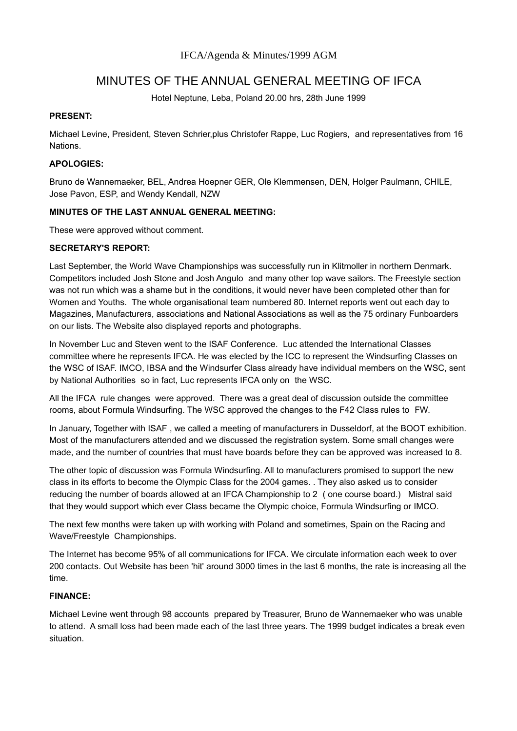IFCA/Agenda & Minutes/1999 AGM

# MINUTES OF THE ANNUAL GENERAL MEETING OF IFCA

Hotel Neptune, Leba, Poland 20.00 hrs, 28th June 1999

**PRESENT:**

Michael Levine, President, Steven Schrier,plus Christofer Rappe, Luc Rogiers, and representatives from 16 Nations.

**APOLOGIES:**

Bruno de Wannemaeker, BEL, Andrea Hoepner GER, Ole Klemmensen, DEN, Holger Paulmann, CHILE, Jose Pavon, ESP, and Wendy Kendall, NZW

**MINUTES OF THE LAST ANNUAL GENERAL MEETING:**

These were approved without comment.

**SECRETARY'S REPORT:**

Last September, the World Wave Championships was successfully run in Klitmoller in northern Denmark. Competitors included Josh Stone and Josh Angulo and many other top wave sailors. The Freestyle section was not run which was a shame but in the conditions, it would never have been completed other than for Women and Youths. The whole organisational team numbered 80. Internet reports went out each day to Magazines, Manufacturers, associations and National Associations as well as the 75 ordinary Funboarders on our lists. The Website also displayed reports and photographs.

In November Luc and Steven went to the ISAF Conference. Luc attended the International Classes committee where he represents IFCA. He was elected by the ICC to represent the Windsurfing Classes on the WSC of ISAF. IMCO, IBSA and the Windsurfer Class already have individual members on the WSC, sent by National Authorities so in fact, Luc represents IFCA only on the WSC.

All the IFCA rule changes were approved. There was a great deal of discussion outside the committee rooms, about Formula Windsurfing. The WSC approved the changes to the F42 Class rules to FW.

In January, Together with ISAF , we called a meeting of manufacturers in Dusseldorf, at the BOOT exhibition. Most of the manufacturers attended and we discussed the registration system. Some small changes were made, and the number of countries that must have boards before they can be approved was increased to 8.

The other topic of discussion was Formula Windsurfing. All to manufacturers promised to support the new class in its efforts to become the Olympic Class for the 2004 games. . They also asked us to consider reducing the number of boards allowed at an IFCA Championship to 2 ( one course board.) Mistral said that they would support which ever Class became the Olympic choice, Formula Windsurfing or IMCO.

The next few months were taken up with working with Poland and sometimes, Spain on the Racing and Wave/Freestyle Championships.

The Internet has become 95% of all communications for IFCA. We circulate information each week to over 200 contacts. Out Website has been 'hit' around 3000 times in the last 6 months, the rate is increasing all the time.

**FINANCE:**

Michael Levine went through 98 accounts prepared by Treasurer, Bruno de Wannemaeker who was unable to attend. A small loss had been made each of the last three years. The 1999 budget indicates a break even situation.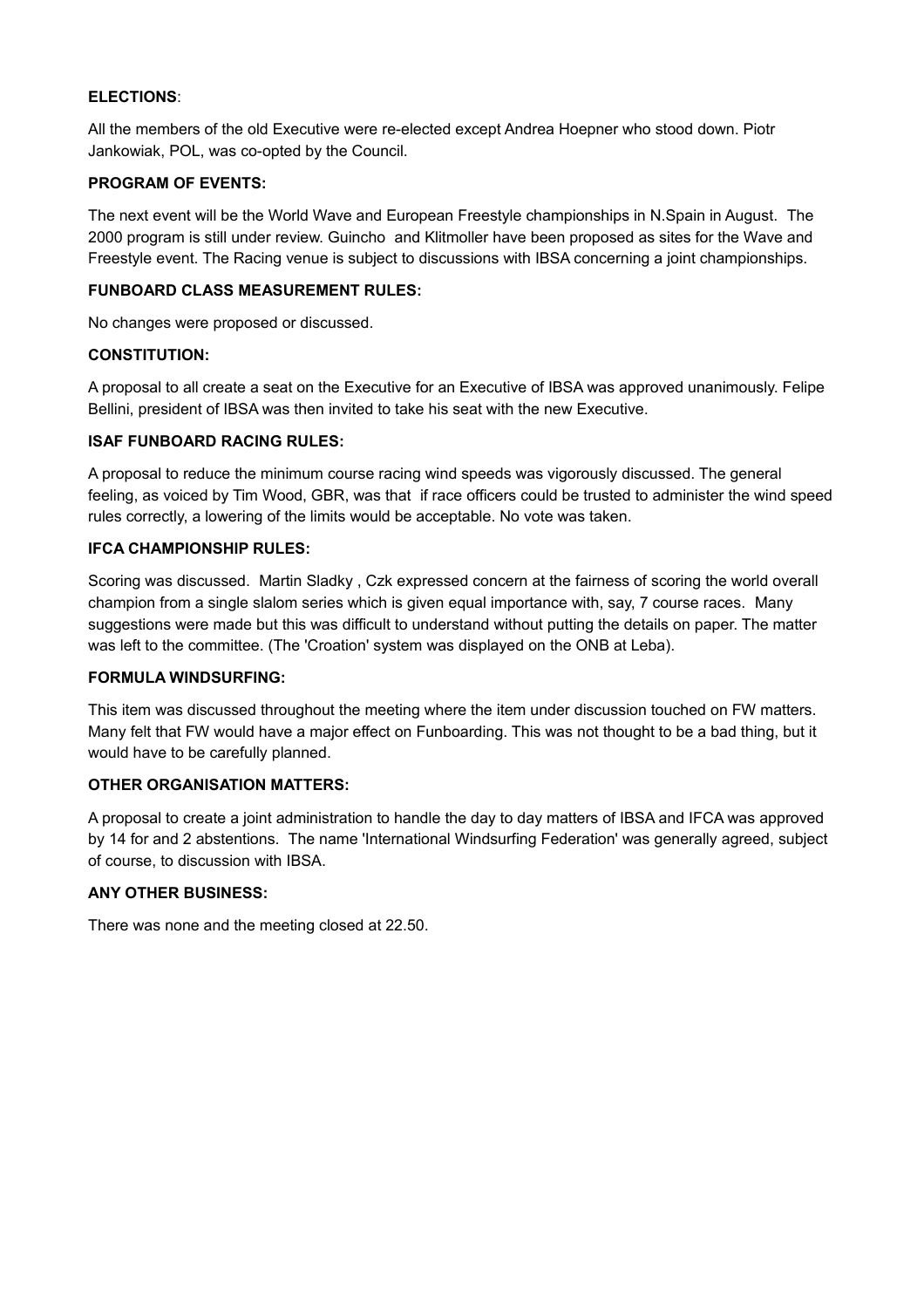**ELECTIONS**:

All the members of the old Executive were re-elected except Andrea Hoepner who stood down. Piotr Jankowiak, POL, was co-opted by the Council.

**PROGRAM OF EVENTS:**

The next event will be the World Wave and European Freestyle championships in N.Spain in August. The 2000 program is still under review. Guincho and Klitmoller have been proposed as sites for the Wave and Freestyle event. The Racing venue is subject to discussions with IBSA concerning a joint championships.

**FUNBOARD CLASS MEASUREMENT RULES:**

No changes were proposed or discussed.

**CONSTITUTION:**

A proposal to all create a seat on the Executive for an Executive of IBSA was approved unanimously. Felipe Bellini, president of IBSA was then invited to take his seat with the new Executive.

**ISAF FUNBOARD RACING RULES:**

A proposal to reduce the minimum course racing wind speeds was vigorously discussed. The general feeling, as voiced by Tim Wood, GBR, was that if race officers could be trusted to administer the wind speed rules correctly, a lowering of the limits would be acceptable. No vote was taken.

**IFCA CHAMPIONSHIP RULES:**

Scoring was discussed. Martin Sladky , Czk expressed concern at the fairness of scoring the world overall champion from a single slalom series which is given equal importance with, say, 7 course races. Many suggestions were made but this was difficult to understand without putting the details on paper. The matter was left to the committee. (The 'Croation' system was displayed on the ONB at Leba).

**FORMULA WINDSURFING:**

This item was discussed throughout the meeting where the item under discussion touched on FW matters. Many felt that FW would have a major effect on Funboarding. This was not thought to be a bad thing, but it would have to be carefully planned.

**OTHER ORGANISATION MATTERS:**

A proposal to create a joint administration to handle the day to day matters of IBSA and IFCA was approved by 14 for and 2 abstentions. The name 'International Windsurfing Federation' was generally agreed, subject of course, to discussion with IBSA.

**ANY OTHER BUSINESS:**

There was none and the meeting closed at 22.50.